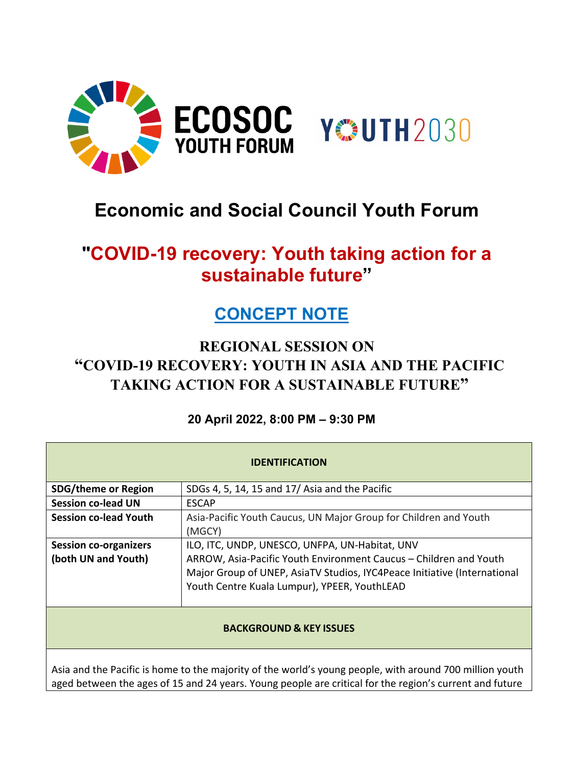ECOSOC YOUTH FORUM

YOUTH2030

# Economic and Social Council Youth Forum

## "COVID-19 recovery: Youth taking action for a sustainable future"

## CONCEPT NOTE

### REGIONAL SESSION ON "COVID-19 RECOVERY: YOUTH IN ASIA AND THE PACIFIC TAKING ACTION FOR A SUSTAINABLE FUTURE"

**20 April 2022, 8:00 PM – 9:30 PM**

| **IDENTIFICATION** | |
|---|---|
| **SDG/theme or Region** | SDGs 4, 5, 14, 15 and 17/ Asia and the Pacific |
| **Session co-lead UN** | ESCAP |
| **Session co-lead Youth** | Asia-Pacific Youth Caucus, UN Major Group for Children and Youth (MGCY) |
| **Session co-organizers (both UN and Youth)** | ILO, ITC, UNDP, UNESCO, UNFPA, UN-Habitat, UNV<br>ARROW, Asia-Pacific Youth Environment Caucus – Children and Youth Major Group of UNEP, AsiaTV Studios, IYC4Peace Initiative (International Youth Centre Kuala Lumpur), YPEER, YouthLEAD |

**BACKGROUND & KEY ISSUES**

Asia and the Pacific is home to the majority of the world's young people, with around 700 million youth aged between the ages of 15 and 24 years. Young people are critical for the region's current and future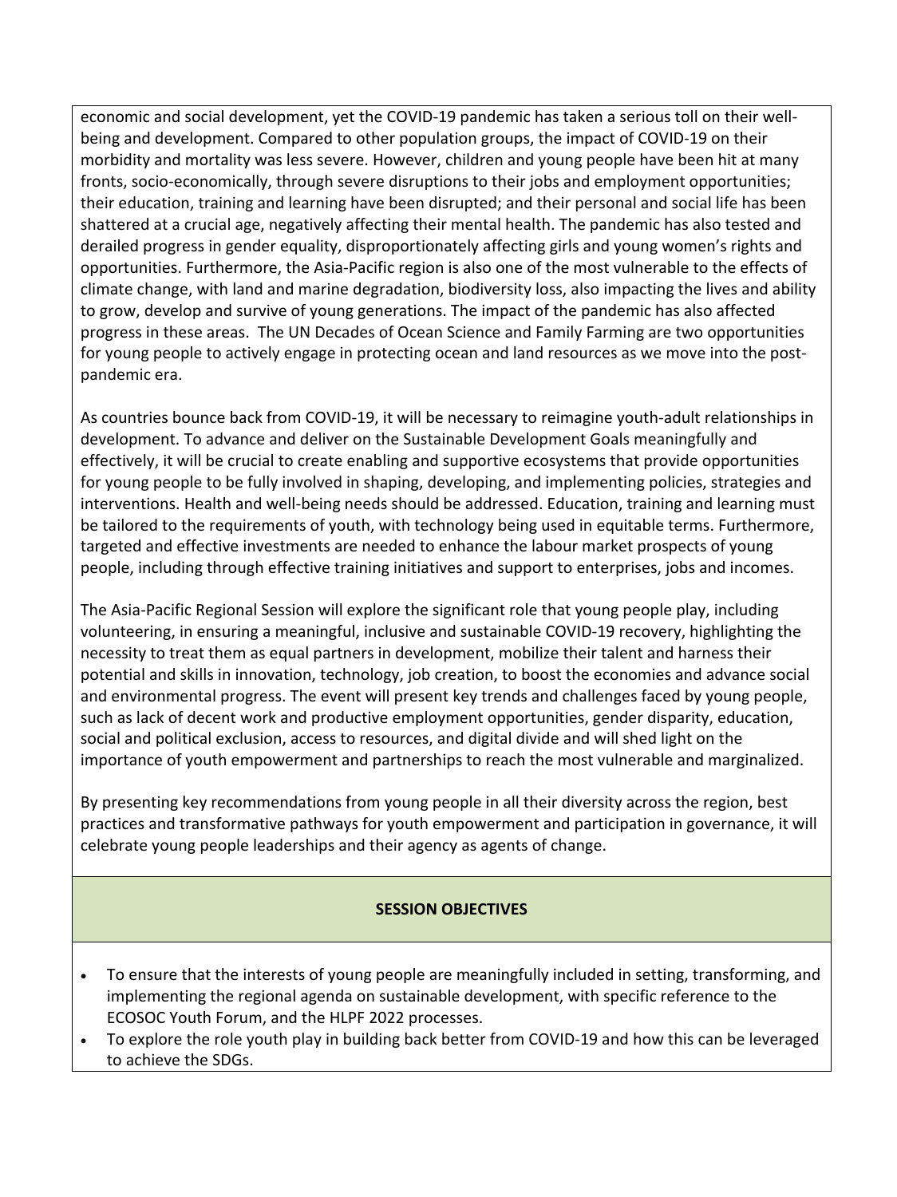economic and social development, yet the COVID-19 pandemic has taken a serious toll on their well-being and development. Compared to other population groups, the impact of COVID-19 on their morbidity and mortality was less severe. However, children and young people have been hit at many fronts, socio-economically, through severe disruptions to their jobs and employment opportunities; their education, training and learning have been disrupted; and their personal and social life has been shattered at a crucial age, negatively affecting their mental health. The pandemic has also tested and derailed progress in gender equality, disproportionately affecting girls and young women's rights and opportunities. Furthermore, the Asia-Pacific region is also one of the most vulnerable to the effects of climate change, with land and marine degradation, biodiversity loss, also impacting the lives and ability to grow, develop and survive of young generations. The impact of the pandemic has also affected progress in these areas. The UN Decades of Ocean Science and Family Farming are two opportunities for young people to actively engage in protecting ocean and land resources as we move into the post-pandemic era.

As countries bounce back from COVID-19, it will be necessary to reimagine youth-adult relationships in development. To advance and deliver on the Sustainable Development Goals meaningfully and effectively, it will be crucial to create enabling and supportive ecosystems that provide opportunities for young people to be fully involved in shaping, developing, and implementing policies, strategies and interventions. Health and well-being needs should be addressed. Education, training and learning must be tailored to the requirements of youth, with technology being used in equitable terms. Furthermore, targeted and effective investments are needed to enhance the labour market prospects of young people, including through effective training initiatives and support to enterprises, jobs and incomes.

The Asia-Pacific Regional Session will explore the significant role that young people play, including volunteering, in ensuring a meaningful, inclusive and sustainable COVID-19 recovery, highlighting the necessity to treat them as equal partners in development, mobilize their talent and harness their potential and skills in innovation, technology, job creation, to boost the economies and advance social and environmental progress. The event will present key trends and challenges faced by young people, such as lack of decent work and productive employment opportunities, gender disparity, education, social and political exclusion, access to resources, and digital divide and will shed light on the importance of youth empowerment and partnerships to reach the most vulnerable and marginalized.

By presenting key recommendations from young people in all their diversity across the region, best practices and transformative pathways for youth empowerment and participation in governance, it will celebrate young people leaderships and their agency as agents of change.

## SESSION OBJECTIVES

- To ensure that the interests of young people are meaningfully included in setting, transforming, and implementing the regional agenda on sustainable development, with specific reference to the ECOSOC Youth Forum, and the HLPF 2022 processes.
- To explore the role youth play in building back better from COVID-19 and how this can be leveraged to achieve the SDGs.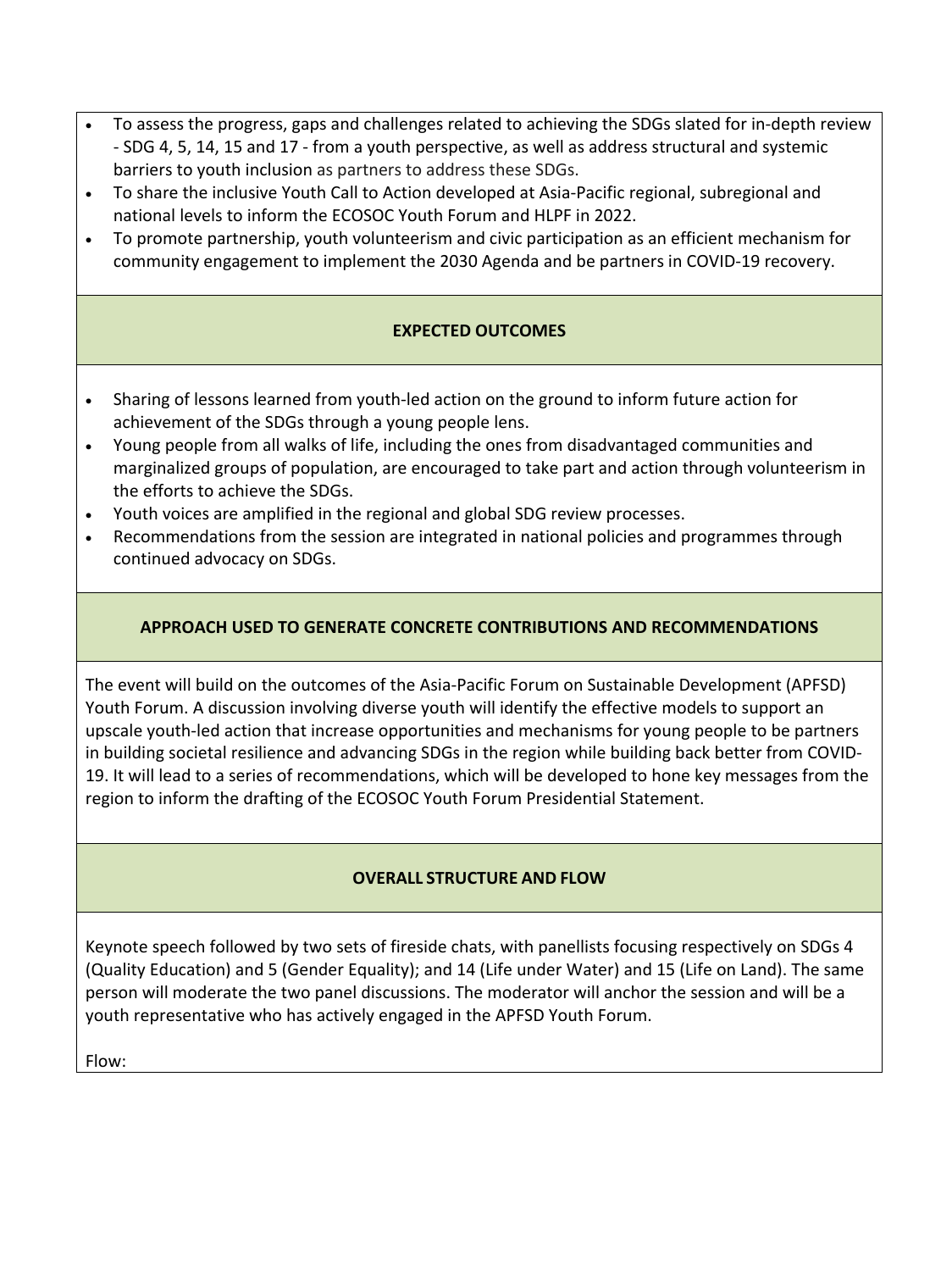- To assess the progress, gaps and challenges related to achieving the SDGs slated for in-depth review - SDG 4, 5, 14, 15 and 17 - from a youth perspective, as well as address structural and systemic barriers to youth inclusion as partners to address these SDGs.
- To share the inclusive Youth Call to Action developed at Asia-Pacific regional, subregional and national levels to inform the ECOSOC Youth Forum and HLPF in 2022.
- To promote partnership, youth volunteerism and civic participation as an efficient mechanism for community engagement to implement the 2030 Agenda and be partners in COVID-19 recovery.

## EXPECTED OUTCOMES

- Sharing of lessons learned from youth-led action on the ground to inform future action for achievement of the SDGs through a young people lens.
- Young people from all walks of life, including the ones from disadvantaged communities and marginalized groups of population, are encouraged to take part and action through volunteerism in the efforts to achieve the SDGs.
- Youth voices are amplified in the regional and global SDG review processes.
- Recommendations from the session are integrated in national policies and programmes through continued advocacy on SDGs.

## APPROACH USED TO GENERATE CONCRETE CONTRIBUTIONS AND RECOMMENDATIONS

The event will build on the outcomes of the Asia-Pacific Forum on Sustainable Development (APFSD) Youth Forum. A discussion involving diverse youth will identify the effective models to support an upscale youth-led action that increase opportunities and mechanisms for young people to be partners in building societal resilience and advancing SDGs in the region while building back better from COVID-19. It will lead to a series of recommendations, which will be developed to hone key messages from the region to inform the drafting of the ECOSOC Youth Forum Presidential Statement.

## OVERALL STRUCTURE AND FLOW

Keynote speech followed by two sets of fireside chats, with panellists focusing respectively on SDGs 4 (Quality Education) and 5 (Gender Equality); and 14 (Life under Water) and 15 (Life on Land). The same person will moderate the two panel discussions. The moderator will anchor the session and will be a youth representative who has actively engaged in the APFSD Youth Forum.

Flow: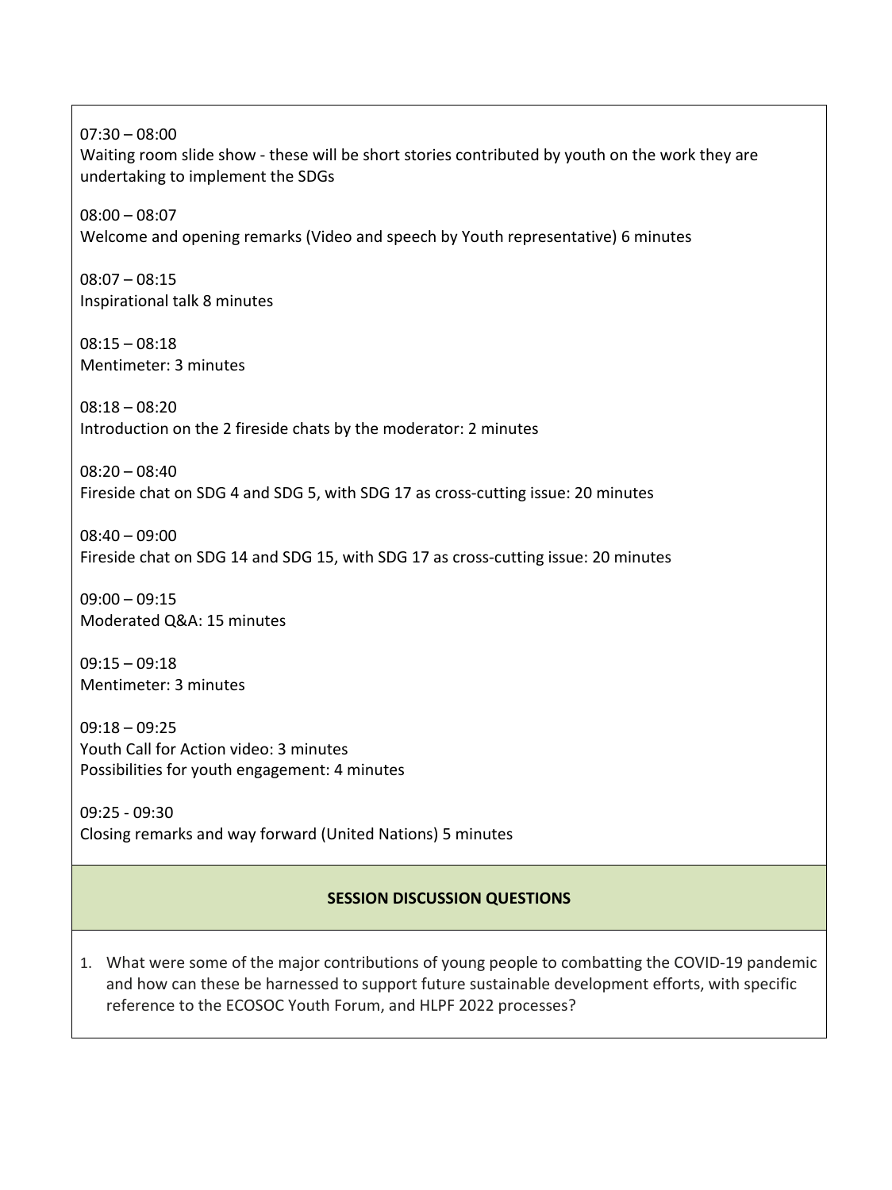07:30 – 08:00
Waiting room slide show - these will be short stories contributed by youth on the work they are undertaking to implement the SDGs

08:00 – 08:07
Welcome and opening remarks (Video and speech by Youth representative) 6 minutes

08:07 – 08:15
Inspirational talk 8 minutes

08:15 – 08:18
Mentimeter: 3 minutes

08:18 – 08:20
Introduction on the 2 fireside chats by the moderator: 2 minutes

08:20 – 08:40
Fireside chat on SDG 4 and SDG 5, with SDG 17 as cross-cutting issue: 20 minutes

08:40 – 09:00
Fireside chat on SDG 14 and SDG 15, with SDG 17 as cross-cutting issue: 20 minutes

09:00 – 09:15
Moderated Q&A: 15 minutes

09:15 – 09:18
Mentimeter: 3 minutes

09:18 – 09:25
Youth Call for Action video: 3 minutes
Possibilities for youth engagement: 4 minutes

09:25 - 09:30
Closing remarks and way forward (United Nations) 5 minutes

## SESSION DISCUSSION QUESTIONS

1. What were some of the major contributions of young people to combatting the COVID-19 pandemic and how can these be harnessed to support future sustainable development efforts, with specific reference to the ECOSOC Youth Forum, and HLPF 2022 processes?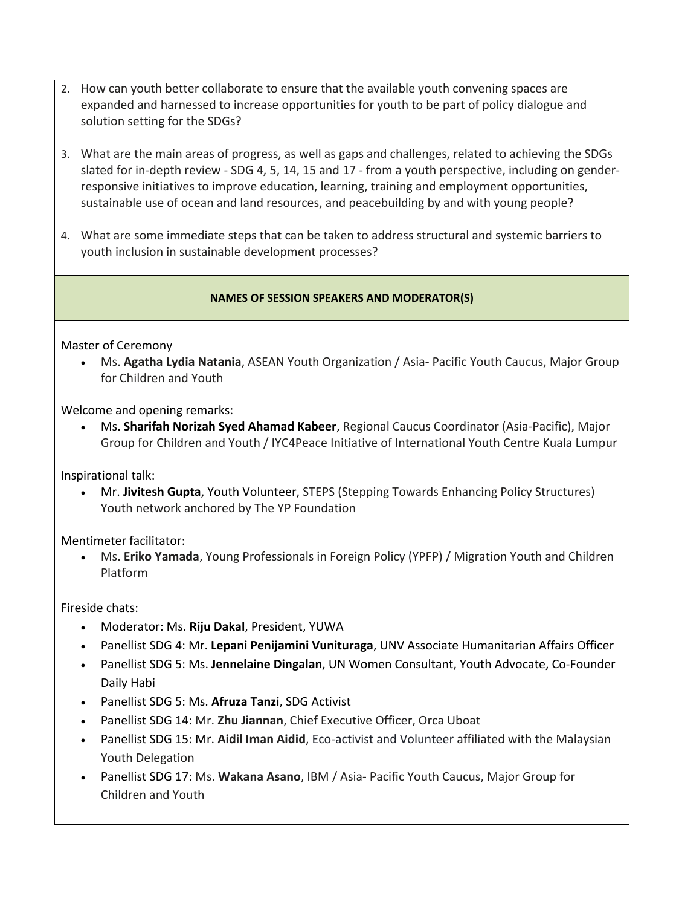2. How can youth better collaborate to ensure that the available youth convening spaces are expanded and harnessed to increase opportunities for youth to be part of policy dialogue and solution setting for the SDGs?

3. What are the main areas of progress, as well as gaps and challenges, related to achieving the SDGs slated for in-depth review - SDG 4, 5, 14, 15 and 17 - from a youth perspective, including on gender-responsive initiatives to improve education, learning, training and employment opportunities, sustainable use of ocean and land resources, and peacebuilding by and with young people?

4. What are some immediate steps that can be taken to address structural and systemic barriers to youth inclusion in sustainable development processes?

**NAMES OF SESSION SPEAKERS AND MODERATOR(S)**

Master of Ceremony

- Ms. **Agatha Lydia Natania**, ASEAN Youth Organization / Asia- Pacific Youth Caucus, Major Group for Children and Youth

Welcome and opening remarks:

- Ms. **Sharifah Norizah Syed Ahamad Kabeer**, Regional Caucus Coordinator (Asia-Pacific), Major Group for Children and Youth / IYC4Peace Initiative of International Youth Centre Kuala Lumpur

Inspirational talk:

- Mr. **Jivitesh Gupta**, Youth Volunteer, STEPS (Stepping Towards Enhancing Policy Structures) Youth network anchored by The YP Foundation

Mentimeter facilitator:

- Ms. **Eriko Yamada**, Young Professionals in Foreign Policy (YPFP) / Migration Youth and Children Platform

Fireside chats:

- Moderator: Ms. **Riju Dakal**, President, YUWA
- Panellist SDG 4: Mr. **Lepani Penijamini Vunituraga**, UNV Associate Humanitarian Affairs Officer
- Panellist SDG 5: Ms. **Jennelaine Dingalan**, UN Women Consultant, Youth Advocate, Co-Founder Daily Habi
- Panellist SDG 5: Ms. **Afruza Tanzi**, SDG Activist
- Panellist SDG 14: Mr. **Zhu Jiannan**, Chief Executive Officer, Orca Uboat
- Panellist SDG 15: Mr. **Aidil Iman Aidid**, Eco-activist and Volunteer affiliated with the Malaysian Youth Delegation
- Panellist SDG 17: Ms. **Wakana Asano**, IBM / Asia- Pacific Youth Caucus, Major Group for Children and Youth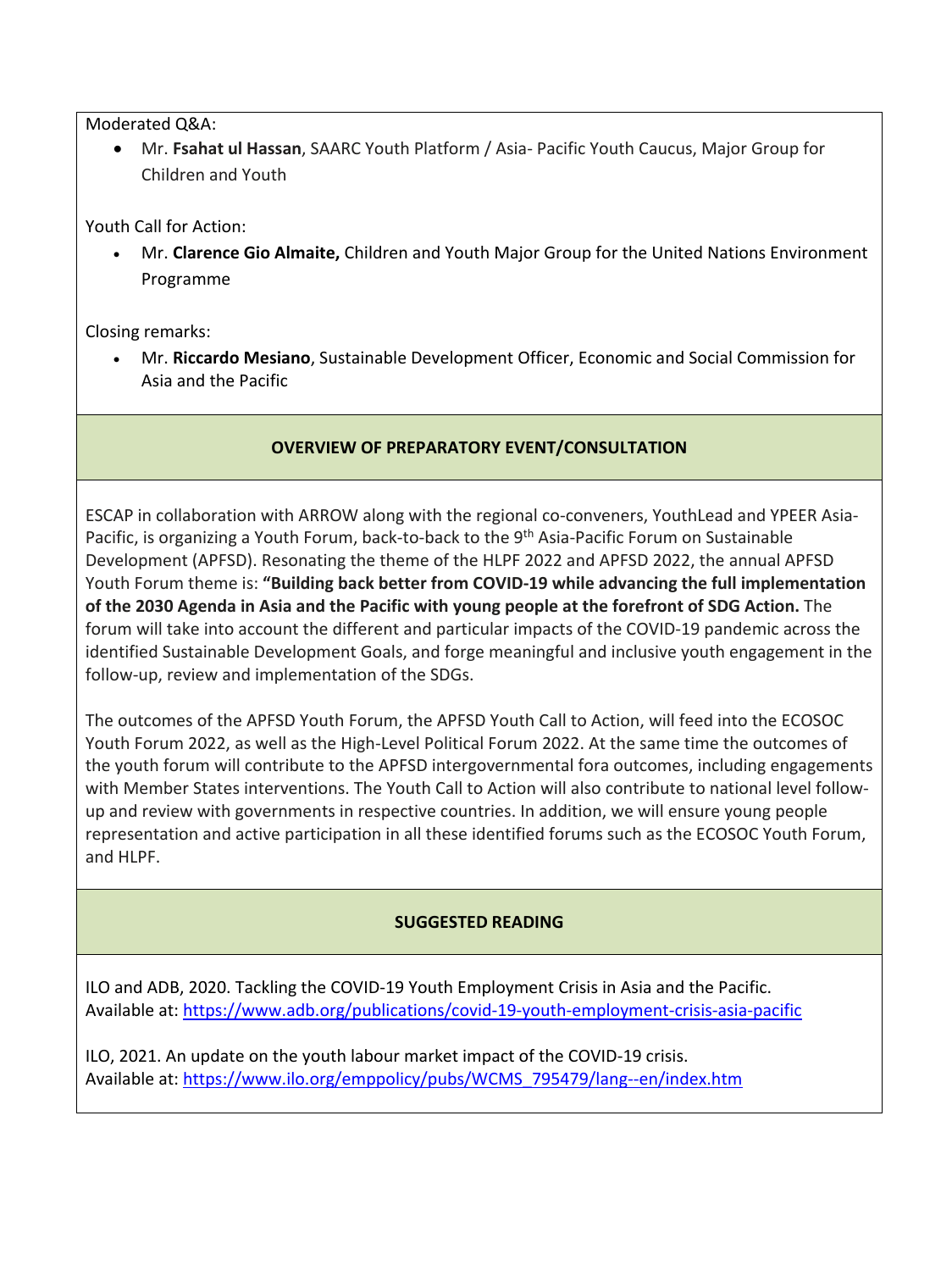Moderated Q&A:

- Mr. **Fsahat ul Hassan**, SAARC Youth Platform / Asia- Pacific Youth Caucus, Major Group for Children and Youth

Youth Call for Action:

- Mr. **Clarence Gio Almaite,** Children and Youth Major Group for the United Nations Environment Programme

Closing remarks:

- Mr. **Riccardo Mesiano**, Sustainable Development Officer, Economic and Social Commission for Asia and the Pacific

## OVERVIEW OF PREPARATORY EVENT/CONSULTATION

ESCAP in collaboration with ARROW along with the regional co-conveners, YouthLead and YPEER Asia-Pacific, is organizing a Youth Forum, back-to-back to the 9th Asia-Pacific Forum on Sustainable Development (APFSD). Resonating the theme of the HLPF 2022 and APFSD 2022, the annual APFSD Youth Forum theme is: **"Building back better from COVID-19 while advancing the full implementation of the 2030 Agenda in Asia and the Pacific with young people at the forefront of SDG Action.** The forum will take into account the different and particular impacts of the COVID-19 pandemic across the identified Sustainable Development Goals, and forge meaningful and inclusive youth engagement in the follow-up, review and implementation of the SDGs.

The outcomes of the APFSD Youth Forum, the APFSD Youth Call to Action, will feed into the ECOSOC Youth Forum 2022, as well as the High-Level Political Forum 2022. At the same time the outcomes of the youth forum will contribute to the APFSD intergovernmental fora outcomes, including engagements with Member States interventions. The Youth Call to Action will also contribute to national level follow-up and review with governments in respective countries. In addition, we will ensure young people representation and active participation in all these identified forums such as the ECOSOC Youth Forum, and HLPF.

## SUGGESTED READING

ILO and ADB, 2020. Tackling the COVID-19 Youth Employment Crisis in Asia and the Pacific. Available at: https://www.adb.org/publications/covid-19-youth-employment-crisis-asia-pacific

ILO, 2021. An update on the youth labour market impact of the COVID-19 crisis. Available at: https://www.ilo.org/emppolicy/pubs/WCMS_795479/lang--en/index.htm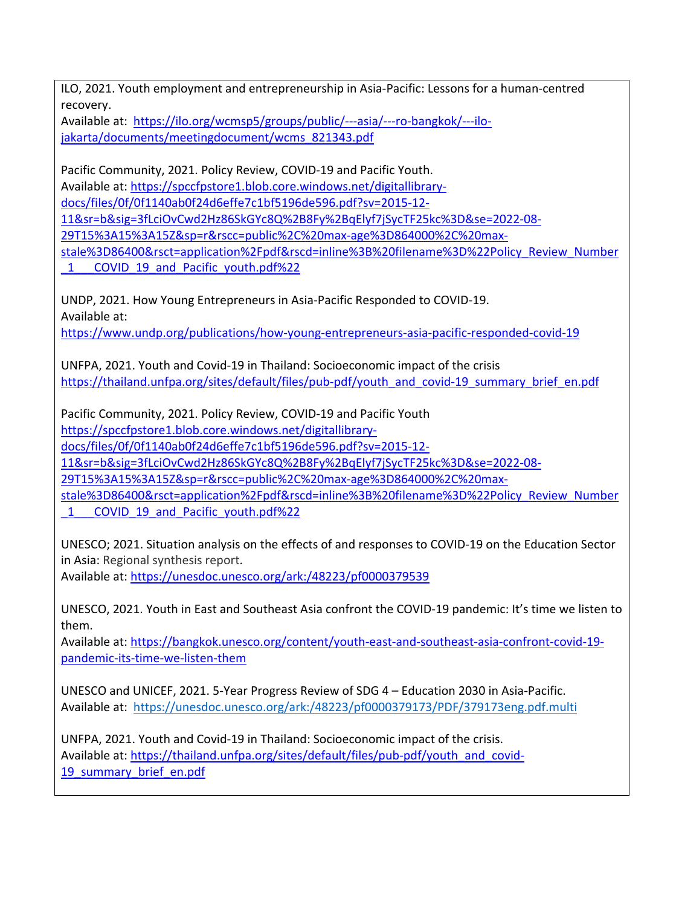ILO, 2021. Youth employment and entrepreneurship in Asia-Pacific: Lessons for a human-centred recovery.
Available at: https://ilo.org/wcmsp5/groups/public/---asia/---ro-bangkok/---ilo-jakarta/documents/meetingdocument/wcms_821343.pdf

Pacific Community, 2021. Policy Review, COVID-19 and Pacific Youth.
Available at: https://spccfpstore1.blob.core.windows.net/digitallibrary-docs/files/0f/0f1140ab0f24d6effe7c1bf5196de596.pdf?sv=2015-12-11&sr=b&sig=3fLciOvCwd2Hz86SkGYc8Q%2B8Fy%2BqElyf7jSycTF25kc%3D&se=2022-08-29T15%3A15%3A15Z&sp=r&rscc=public%2C%20max-age%3D864000%2C%20max-stale%3D86400&rsct=application%2Fpdf&rscd=inline%3B%20filename%3D%22Policy_Review_Number_1___COVID_19_and_Pacific_youth.pdf%22

UNDP, 2021. How Young Entrepreneurs in Asia-Pacific Responded to COVID-19.
Available at:
https://www.undp.org/publications/how-young-entrepreneurs-asia-pacific-responded-covid-19

UNFPA, 2021. Youth and Covid-19 in Thailand: Socioeconomic impact of the crisis
https://thailand.unfpa.org/sites/default/files/pub-pdf/youth_and_covid-19_summary_brief_en.pdf

Pacific Community, 2021. Policy Review, COVID-19 and Pacific Youth
https://spccfpstore1.blob.core.windows.net/digitallibrary-docs/files/0f/0f1140ab0f24d6effe7c1bf5196de596.pdf?sv=2015-12-11&sr=b&sig=3fLciOvCwd2Hz86SkGYc8Q%2B8Fy%2BqElyf7jSycTF25kc%3D&se=2022-08-29T15%3A15%3A15Z&sp=r&rscc=public%2C%20max-age%3D864000%2C%20max-stale%3D86400&rsct=application%2Fpdf&rscd=inline%3B%20filename%3D%22Policy_Review_Number_1___COVID_19_and_Pacific_youth.pdf%22

UNESCO; 2021. Situation analysis on the effects of and responses to COVID-19 on the Education Sector in Asia: Regional synthesis report.
Available at: https://unesdoc.unesco.org/ark:/48223/pf0000379539

UNESCO, 2021. Youth in East and Southeast Asia confront the COVID-19 pandemic: It's time we listen to them.
Available at: https://bangkok.unesco.org/content/youth-east-and-southeast-asia-confront-covid-19-pandemic-its-time-we-listen-them

UNESCO and UNICEF, 2021. 5-Year Progress Review of SDG 4 – Education 2030 in Asia-Pacific.
Available at: https://unesdoc.unesco.org/ark:/48223/pf0000379173/PDF/379173eng.pdf.multi

UNFPA, 2021. Youth and Covid-19 in Thailand: Socioeconomic impact of the crisis.
Available at: https://thailand.unfpa.org/sites/default/files/pub-pdf/youth_and_covid-19_summary_brief_en.pdf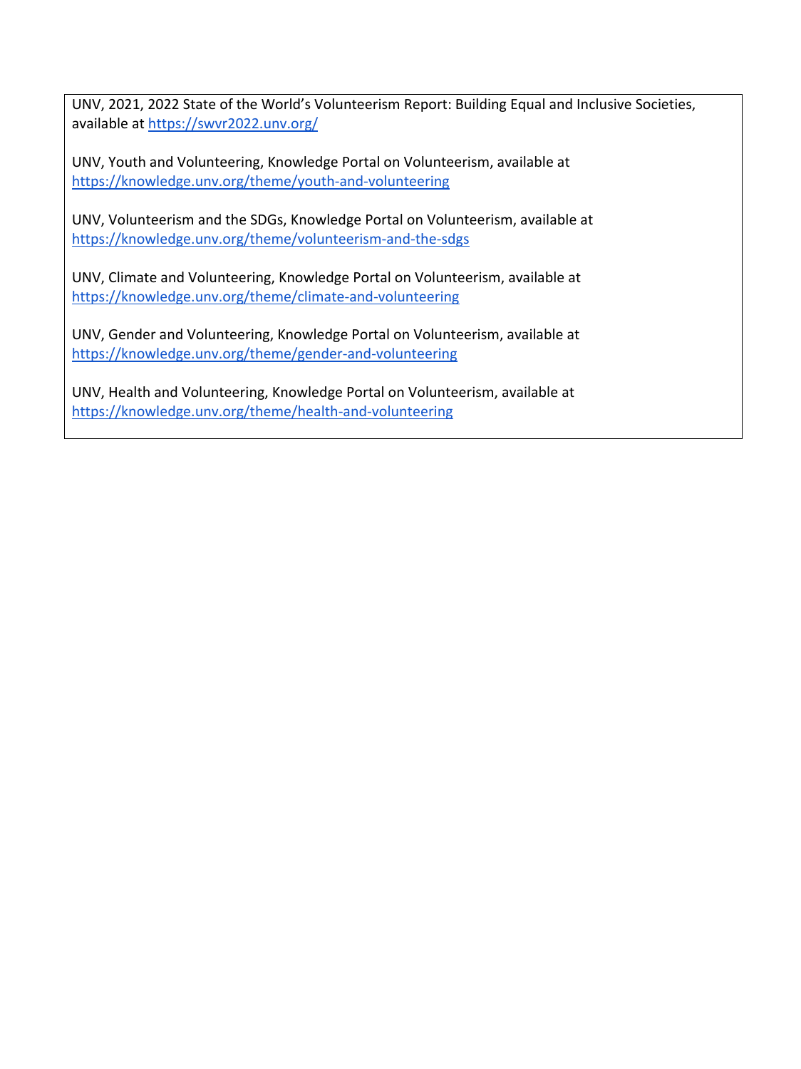UNV, 2021, 2022 State of the World's Volunteerism Report: Building Equal and Inclusive Societies, available at https://swvr2022.unv.org/

UNV, Youth and Volunteering, Knowledge Portal on Volunteerism, available at https://knowledge.unv.org/theme/youth-and-volunteering

UNV, Volunteerism and the SDGs, Knowledge Portal on Volunteerism, available at https://knowledge.unv.org/theme/volunteerism-and-the-sdgs

UNV, Climate and Volunteering, Knowledge Portal on Volunteerism, available at https://knowledge.unv.org/theme/climate-and-volunteering

UNV, Gender and Volunteering, Knowledge Portal on Volunteerism, available at https://knowledge.unv.org/theme/gender-and-volunteering

UNV, Health and Volunteering, Knowledge Portal on Volunteerism, available at https://knowledge.unv.org/theme/health-and-volunteering